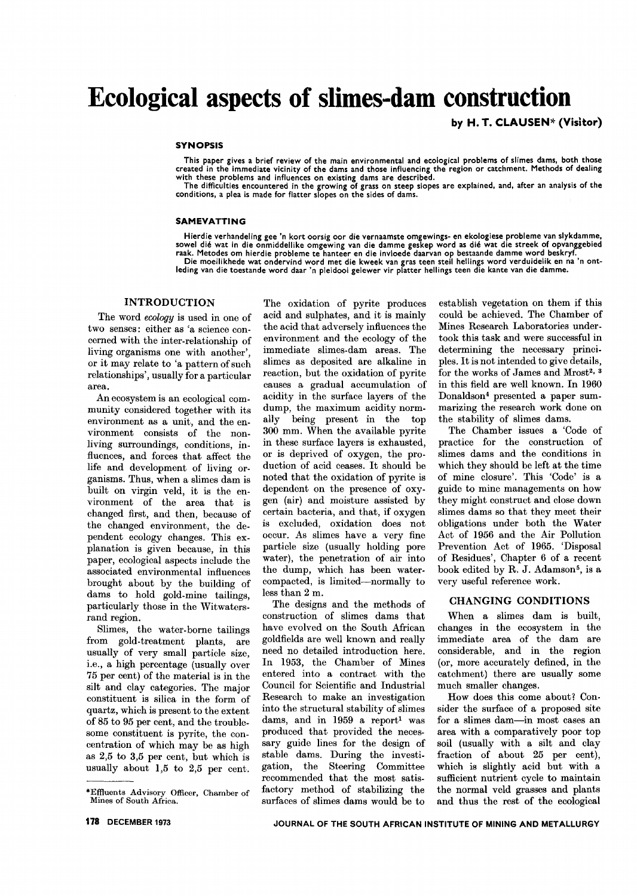# Ecological aspects of slimes-dam construction

**by H. T. CLAUSEN* (Visitor)**

### SYNOPSIS

This paper gives a brief review of the main environmental and ecological problems of slimes dams, both those created in the immediate vicinity of the dams and those influencing the region or catchment. Methods of dealing with these problems and influences on existing dams are described.

The difficulties encountered in the growing of grass on steep slopes are explained, and, after an analysis of the conditions, a plea is made for flatter slopes on the sides of dams.

### SAMEVATTING

Hierdie verhandeling gee 'n kort oorsig oor die vernaamste omgewings- en ekologiese probleme van slykdamme, sowel dié wat in die onmiddellike omgewing van die damme geskep word as dié wat die streek of opvanggebied raak. Metodes om hierdie probleme te hanteer en die invloede daarvan op bestaande damme word beskryf.

Die moeilikhede wat ondervind word met die kweek van gras teen steil hellings word verduidelik en na 'n ontleding van die toestande word daar 'n pleidooi gelewer vir platter hellings teen die kante van die damme.

## INTRODUCTION

The word *ecology* is used in one of two senses: either as 'a science concerned with the inter-relationship of living organisms one with another', or it may relate to 'a pattern of such relationships', usually for a particular area.

An ecosystem is an ecological community considered together with its environment as a unit, and the environment consists of the non-living surroundings, conditions, influences, and forces that affect the life and development of living organisms. Thus, when a slimes dam is built on virgin veld, it is the environment of the area that is changed first, and then, because of the changed environment, the dependent ecology changes. This explanation is given because, in this paper, ecological aspects include the associated environmental influences brought about by the building of dams to hold gold-mine tailings, particularly those in the Witwatersrand region.

Slimes, the water-borne tailings from gold-treatment plants, are usually of very small particle size, i.e., a high percentage (usually over 75 per cent) of the material is in the silt and clay categories. The major constituent is silica in the form of quartz, which is present to the extent of 85 to 95 per cent, and the troublesome constituent is pyrite, the concentration of which may be as high as 2,5 to 3,5 per cent, but which is usually about 1,5 to 2,5 per cent. The oxidation of pyrite produces acid and sulphates, and it is mainly the acid that adversely influences the environment and the ecology of the immediate slimes-dam areas. The slimes as deposited are alkaline in reaction, but the oxidation of pyrite causes a gradual accumulation of acidity in the surface layers of the dump, the maximum acidity normally being present in the top 300 mm. When the available pyrite in these surface layers is exhausted, or is deprived of oxygen, the production of acid ceases. It should be noted that the oxidation of pyrite is dependent on the presence of oxygen (air) and moisture assisted by certain bacteria, and that, if oxygen is excluded, oxidation does not occur. As slimes have a very fine particle size (usually holding pore water), the penetration of air into the dump, which has been water-compacted, is limited—normally to less than 2 m.

The designs and the methods of construction of slimes dams that have evolved on the South African goldfields are well known and really need no detailed introduction here. In 1953, the Chamber of Mines entered into a contract with the Council for Scientific and Industrial Research to make an investigation into the structural stability of slimes dams, and in 1959 a report[1] was produced that provided the necessary guide lines for the design of stable dams. During the investigation, the Steering Committee recommended that the most satisfactory method of stabilizing the surfaces of slimes dams would be to establish vegetation on them if this could be achieved. The Chamber of Mines Research Laboratories undertook this task and were successful in determining the necessary principles. It is not intended to give details, for the works of James and Mrost[2, 3] in this field are well known. In 1960 Donaldson[4] presented a paper summarizing the research work done on the stability of slimes dams.

The Chamber issues a 'Code of practice for the construction of slimes dams and the conditions in which they should be left at the time of mine closure'. This 'Code' is a guide to mine managements on how they might construct and close down slimes dams so that they meet their obligations under both the Water Act of 1956 and the Air Pollution Prevention Act of 1965. 'Disposal of Residues', Chapter 6 of a recent book edited by R. J. Adamson[5], is a very useful reference work.

## CHANGING CONDITIONS

When a slimes dam is built, changes in the ecosystem in the immediate area of the dam are considerable, and in the region (or, more accurately defined, in the catchment) there are usually some much smaller changes.

How does this come about? Consider the surface of a proposed site for a slimes dam—in most cases an area with a comparatively poor top soil (usually with a silt and clay fraction of about 25 per cent), which is slightly acid but with a sufficient nutrient cycle to maintain the normal veld grasses and plants and thus the rest of the ecological

*Effluents Advisory Officer, Chamber of Mines of South Africa.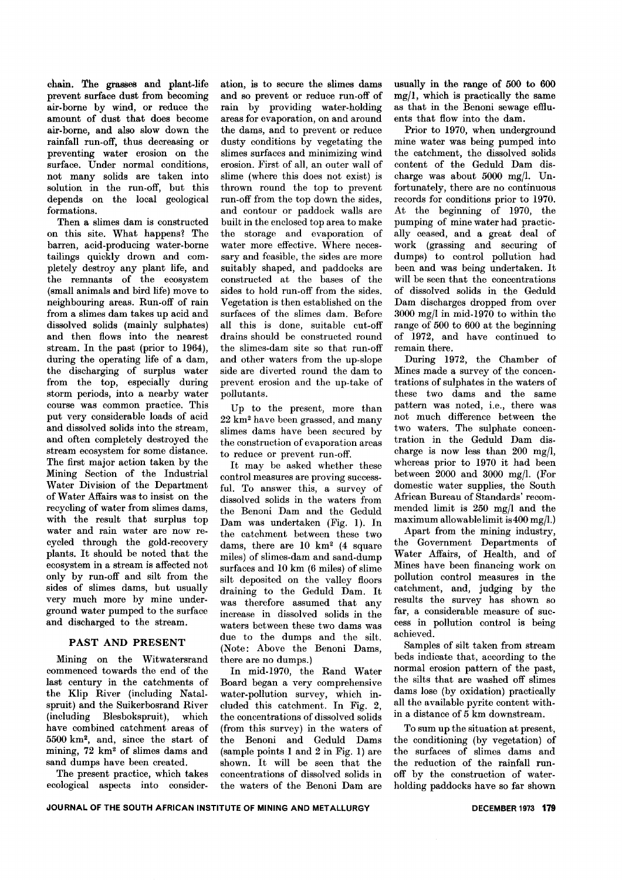chain. The grasses and plant-life prevent surface dust from becoming air-borne by wind, or reduce the amount of dust that does become air-borne, and also slow down the rainfall run-off, thus decreasing or preventing water erosion on the surface. Under normal conditions, not many solids are taken into solution in the run-off, but this depends on the local geological formations.

Then a slimes dam is constructed on this site. What happens? The barren, acid-producing water-borne tailings quickly drown and completely destroy any plant life, and the remnants of the ecosystem (small animals and bird life) move to neighbouring areas. Run-off of rain from a slimes dam takes up acid and dissolved solids (mainly sulphates) and then flows into the nearest stream. In the past (prior to 1964), during the operating life of a dam, the discharging of surplus water from the top, especially during storm periods, into a nearby water course was common practice. This put very considerable loads of acid and dissolved solids into the stream, and often completely destroyed the stream ecosystem for some distance. The first major action taken by the Mining Section of the Industrial Water Division of the Department of Water Affairs was to insist on the recycling of water from slimes dams, with the result that surplus top water and rain water are now recycled through the gold-recovery plants. It should be noted that the ecosystem in a stream is affected not only by run-off and silt from the sides of slimes dams, but usually very much more by mine underground water pumped to the surface and discharged to the stream.

## PAST AND PRESENT

Mining on the Witwatersrand commenced towards the end of the last century in the catchments of the Klip River (including Natalspruit) and the Suikerbosrand River (including Blesbokspruit), which have combined catchment areas of 5500 km$^2$, and, since the start of mining, 72 km$^2$ of slimes dams and sand dumps have been created.

The present practice, which takes ecological aspects into consideration, is to secure the slimes dams and so prevent or reduce run-off of rain by providing water-holding areas for evaporation, on and around the dams, and to prevent or reduce dusty conditions by vegetating the slimes surfaces and minimizing wind erosion. First of all, an outer wall of slime (where this does not exist) is thrown round the top to prevent run-off from the top down the sides, and contour or paddock walls are built in the enclosed top area to make the storage and evaporation of water more effective. Where necessary and feasible, the sides are more suitably shaped, and paddocks are constructed at the bases of the sides to hold run-off from the sides. Vegetation is then established on the surfaces of the slimes dam. Before all this is done, suitable cut-off drains should be constructed round the slimes-dam site so that run-off and other waters from the up-slope side are diverted round the dam to prevent erosion and the up-take of pollutants.

Up to the present, more than 22 km$^2$ have been grassed, and many slimes dams have been secured by the construction of evaporation areas to reduce or prevent run-off.

It may be asked whether these control measures are proving successful. To answer this, a survey of dissolved solids in the waters from the Benoni Dam and the Geduld Dam was undertaken (Fig. 1). In the catchment between these two dams, there are 10 km$^2$ (4 square miles) of slimes-dam and sand-dump surfaces and 10 km (6 miles) of slime silt deposited on the valley floors draining to the Geduld Dam. It was therefore assumed that any increase in dissolved solids in the waters between these two dams was due to the dumps and the silt. (Note: Above the Benoni Dams, there are no dumps.)

In mid-1970, the Rand Water Board began a very comprehensive water-pollution survey, which included this catchment. In Fig. 2, the concentrations of dissolved solids (from this survey) in the waters of the Benoni and Geduld Dams (sample points 1 and 2 in Fig. 1) are shown. It will be seen that the concentrations of dissolved solids in the waters of the Benoni Dam are usually in the range of 500 to 600 mg/l, which is practically the same as that in the Benoni sewage effluents that flow into the dam.

Prior to 1970, when underground mine water was being pumped into the catchment, the dissolved solids content of the Geduld Dam discharge was about 5000 mg/l. Unfortunately, there are no continuous records for conditions prior to 1970. At the beginning of 1970, the pumping of mine water had practically ceased, and a great deal of work (grassing and securing of dumps) to control pollution had been and was being undertaken. It will be seen that the concentrations of dissolved solids in the Geduld Dam discharges dropped from over 3000 mg/l in mid-1970 to within the range of 500 to 600 at the beginning of 1972, and have continued to remain there.

During 1972, the Chamber of Mines made a survey of the concentrations of sulphates in the waters of these two dams and the same pattern was noted, i.e., there was not much difference between the two waters. The sulphate concentration in the Geduld Dam discharge is now less than 200 mg/l, whereas prior to 1970 it had been between 2000 and 3000 mg/l. (For domestic water supplies, the South African Bureau of Standards' recommended limit is 250 mg/l and the maximum allowable limit is 400 mg/l.)

Apart from the mining industry, the Government Departments of Water Affairs, of Health, and of Mines have been financing work on pollution control measures in the catchment, and, judging by the results the survey has shown so far, a considerable measure of success in pollution control is being achieved.

Samples of silt taken from stream beds indicate that, according to the normal erosion pattern of the past, the silts that are washed off slimes dams lose (by oxidation) practically all the available pyrite content within a distance of 5 km downstream.

To sum up the situation at present, the conditioning (by vegetation) of the surfaces of slimes dams and the reduction of the rainfall run-off by the construction of water-holding paddocks have so far shown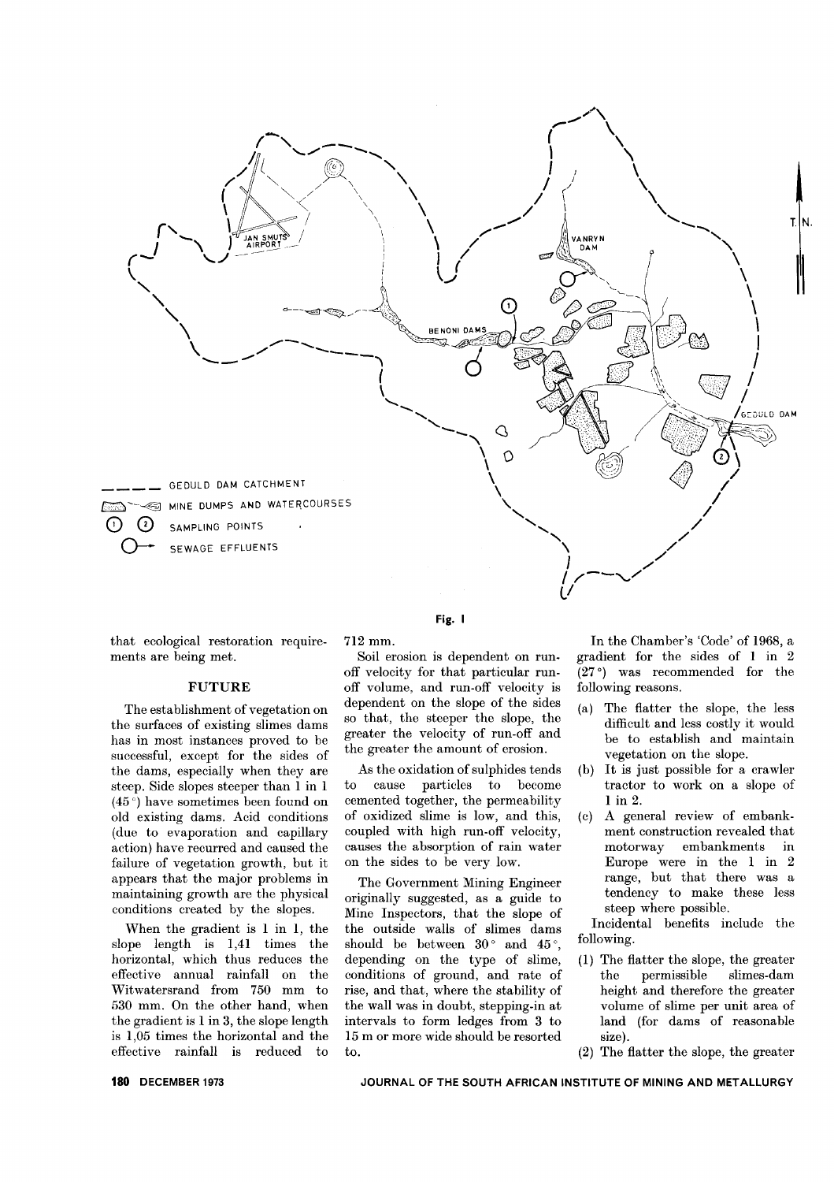GEDULD DAM CATCHMENT

MINE DUMPS AND WATERCOURSES

SAMPLING POINTS

SEWAGE EFFLUENTS

Fig. I

that ecological restoration requirements are being met.

## FUTURE

The establishment of vegetation on the surfaces of existing slimes dams has in most instances proved to be successful, except for the sides of the dams, especially when they are steep. Side slopes steeper than 1 in 1 (45°) have sometimes been found on old existing dams. Acid conditions (due to evaporation and capillary action) have recurred and caused the failure of vegetation growth, but it appears that the major problems in maintaining growth are the physical conditions created by the slopes.

When the gradient is 1 in 1, the slope length is 1,41 times the horizontal, which thus reduces the effective annual rainfall on the Witwatersrand from 750 mm to 530 mm. On the other hand, when the gradient is 1 in 3, the slope length is 1,05 times the horizontal and the effective rainfall is reduced to 712 mm.

Soil erosion is dependent on run-off velocity for that particular run-off volume, and run-off velocity is dependent on the slope of the sides so that, the steeper the slope, the greater the velocity of run-off and the greater the amount of erosion.

As the oxidation of sulphides tends to cause particles to become cemented together, the permeability of oxidized slime is low, and this, coupled with high run-off velocity, causes the absorption of rain water on the sides to be very low.

The Government Mining Engineer originally suggested, as a guide to Mine Inspectors, that the slope of the outside walls of slimes dams should be between 30° and 45°, depending on the type of slime, conditions of ground, and rate of rise, and that, where the stability of the wall was in doubt, stepping-in at intervals to form ledges from 3 to 15 m or more wide should be resorted to.

In the Chamber's 'Code' of 1968, a gradient for the sides of 1 in 2 (27°) was recommended for the following reasons.

(a) The flatter the slope, the less difficult and less costly it would be to establish and maintain vegetation on the slope.

(b) It is just possible for a crawler tractor to work on a slope of 1 in 2.

(c) A general review of embankment construction revealed that motorway embankments in Europe were in the 1 in 2 range, but that there was a tendency to make these less steep where possible.

Incidental benefits include the following.

(1) The flatter the slope, the greater the permissible slimes-dam height and therefore the greater volume of slime per unit area of land (for dams of reasonable size).

(2) The flatter the slope, the greater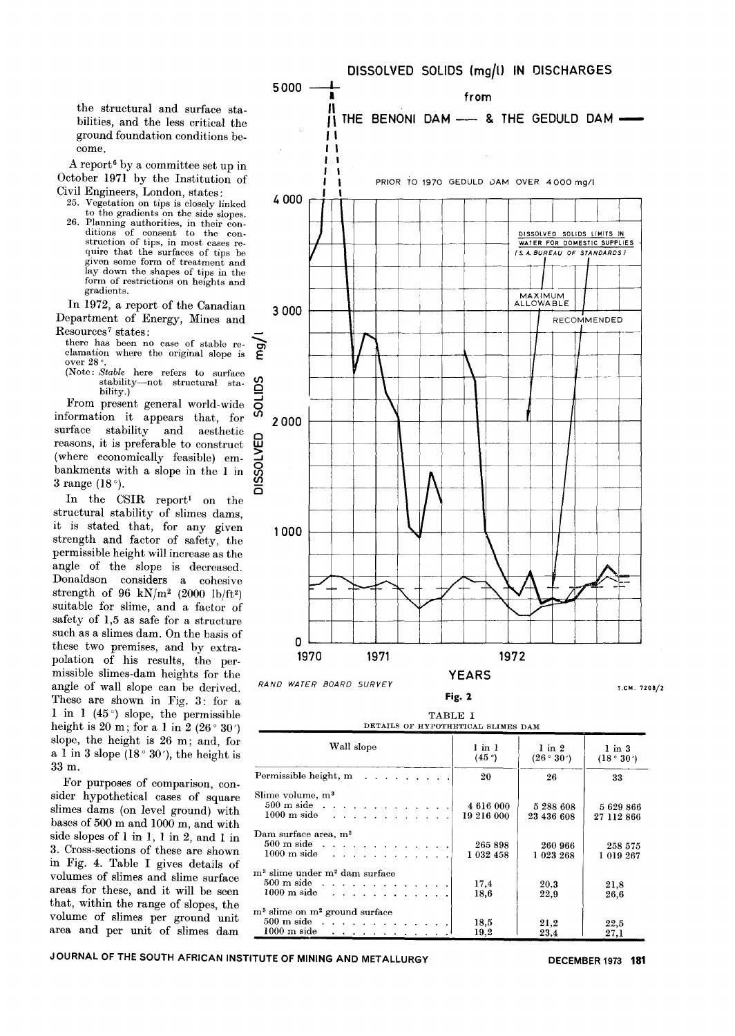the structural and surface stabilities, and the less critical the ground foundation conditions become.

A report[6] by a committee set up in October 1971 by the Institution of Civil Engineers, London, states:

25. Vegetation on tips is closely linked to the gradients on the side slopes.
26. Planning authorities, in their conditions of consent to the construction of tips, in most cases require that the surfaces of tips be given some form of treatment and lay down the shapes of tips in the form of restrictions on heights and gradients.

In 1972, a report of the Canadian Department of Energy, Mines and Resources[7] states:

there has been no case of stable reclamation where the original slope is over 28°.
(Note: *Stable* here refers to surface stability—not structural stability.)

From present general world-wide information it appears that, for surface stability and aesthetic reasons, it is preferable to construct (where economically feasible) embankments with a slope in the 1 in 3 range (18°).

In the CSIR report[1] on the structural stability of slimes dams, it is stated that, for any given strength and factor of safety, the permissible height will increase as the angle of the slope is decreased. Donaldson considers a cohesive strength of 96 kN/m² (2000 lb/ft²) suitable for slime, and a factor of safety of 1,5 as safe for a structure such as a slimes dam. On the basis of these two premises, and by extrapolation of his results, the permissible slimes-dam heights for the angle of wall slope can be derived. These are shown in Fig. 3: for a 1 in 1 (45°) slope, the permissible height is 20 m; for a 1 in 2 (26° 30′) slope, the height is 26 m; and, for a 1 in 3 slope (18° 30′), the height is 33 m.

For purposes of comparison, consider hypothetical cases of square slimes dams (on level ground) with bases of 500 m and 1000 m, and with side slopes of 1 in 1, 1 in 2, and 1 in 3. Cross-sections of these are shown in Fig. 4. Table I gives details of volumes of slimes and slime surface areas for these, and it will be seen that, within the range of slopes, the volume of slimes per ground unit area and per unit of slimes dam

Fig. 2

TABLE I
DETAILS OF HYPOTHETICAL SLIMES DAM

| Wall slope | 1 in 1 (45°) | 1 in 2 (26° 30′) | 1 in 3 (18° 30′) |
|---|---|---|---|
| Permissible height, m | 20 | 26 | 33 |
| Slime volume, m³ | | | |
| 500 m side | 4 616 000 | 5 288 608 | 5 629 866 |
| 1000 m side | 19 216 000 | 23 436 608 | 27 112 866 |
| Dam surface area, m² | | | |
| 500 m side | 265 898 | 260 966 | 258 575 |
| 1000 m side | 1 032 458 | 1 023 268 | 1 019 267 |
| m³ slime under m² dam surface | | | |
| 500 m side | 17,4 | 20,3 | 21,8 |
| 1000 m side | 18,6 | 22,9 | 26,6 |
| m³ slime on m² ground surface | | | |
| 500 m side | 18,5 | 21,2 | 22,5 |
| 1000 m side | 19,2 | 23,4 | 27,1 |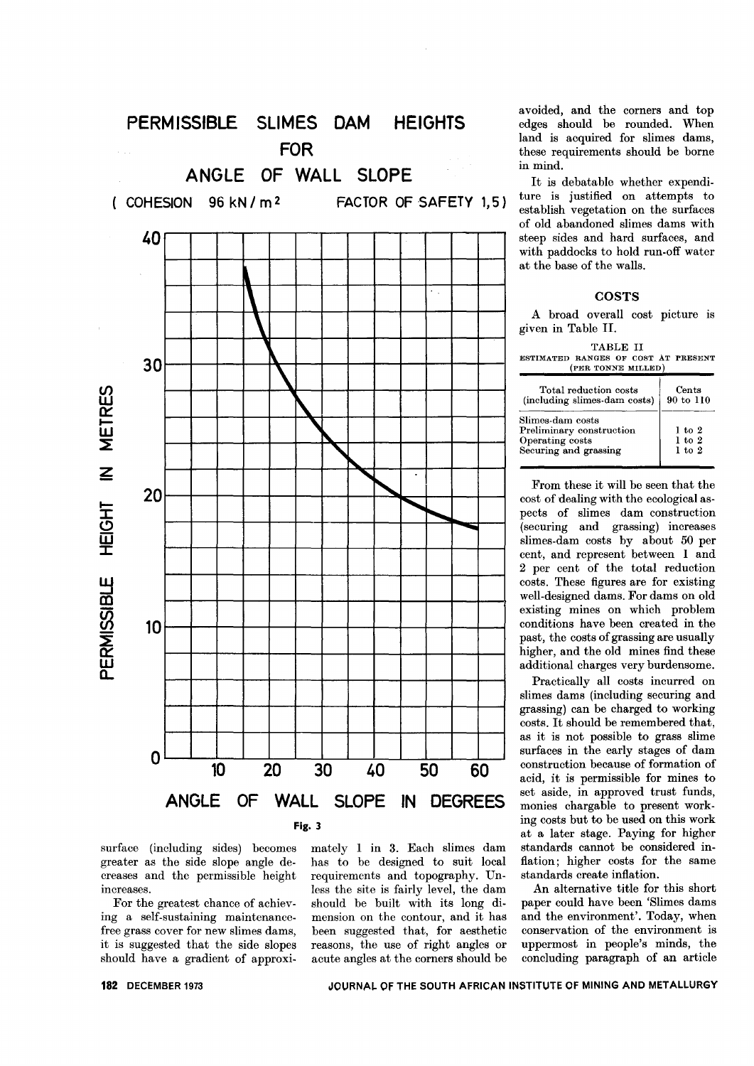PERMISSIBLE SLIMES DAM HEIGHTS FOR ANGLE OF WALL SLOPE

(COHESION 96 kN/m² FACTOR OF SAFETY 1,5)

Fig. 3

surface (including sides) becomes greater as the side slope angle decreases and the permissible height increases.

For the greatest chance of achieving a self-sustaining maintenance-free grass cover for new slimes dams, it is suggested that the side slopes should have a gradient of approximately 1 in 3. Each slimes dam has to be designed to suit local requirements and topography. Unless the site is fairly level, the dam should be built with its long dimension on the contour, and it has been suggested that, for aesthetic reasons, the use of right angles or acute angles at the corners should be avoided, and the corners and top edges should be rounded. When land is acquired for slimes dams, these requirements should be borne in mind.

It is debatable whether expenditure is justified on attempts to establish vegetation on the surfaces of old abandoned slimes dams with steep sides and hard surfaces, and with paddocks to hold run-off water at the base of the walls.

## COSTS

A broad overall cost picture is given in Table II.

TABLE II
ESTIMATED RANGES OF COST AT PRESENT (PER TONNE MILLED)

| | Cents |
|---|---|
| Total reduction costs (including slimes-dam costs) | 90 to 110 |
| Slimes-dam costs | |
| Preliminary construction | 1 to 2 |
| Operating costs | 1 to 2 |
| Securing and grassing | 1 to 2 |

From these it will be seen that the cost of dealing with the ecological aspects of slimes dam construction (securing and grassing) increases slimes-dam costs by about 50 per cent, and represent between 1 and 2 per cent of the total reduction costs. These figures are for existing well-designed dams. For dams on old existing mines on which problem conditions have been created in the past, the costs of grassing are usually higher, and the old mines find these additional charges very burdensome.

Practically all costs incurred on slimes dams (including securing and grassing) can be charged to working costs. It should be remembered that, as it is not possible to grass slime surfaces in the early stages of dam construction because of formation of acid, it is permissible for mines to set aside, in approved trust funds, monies chargable to present working costs but to be used on this work at a later stage. Paying for higher standards cannot be considered inflation; higher costs for the same standards create inflation.

An alternative title for this short paper could have been 'Slimes dams and the environment'. Today, when conservation of the environment is uppermost in people's minds, the concluding paragraph of an article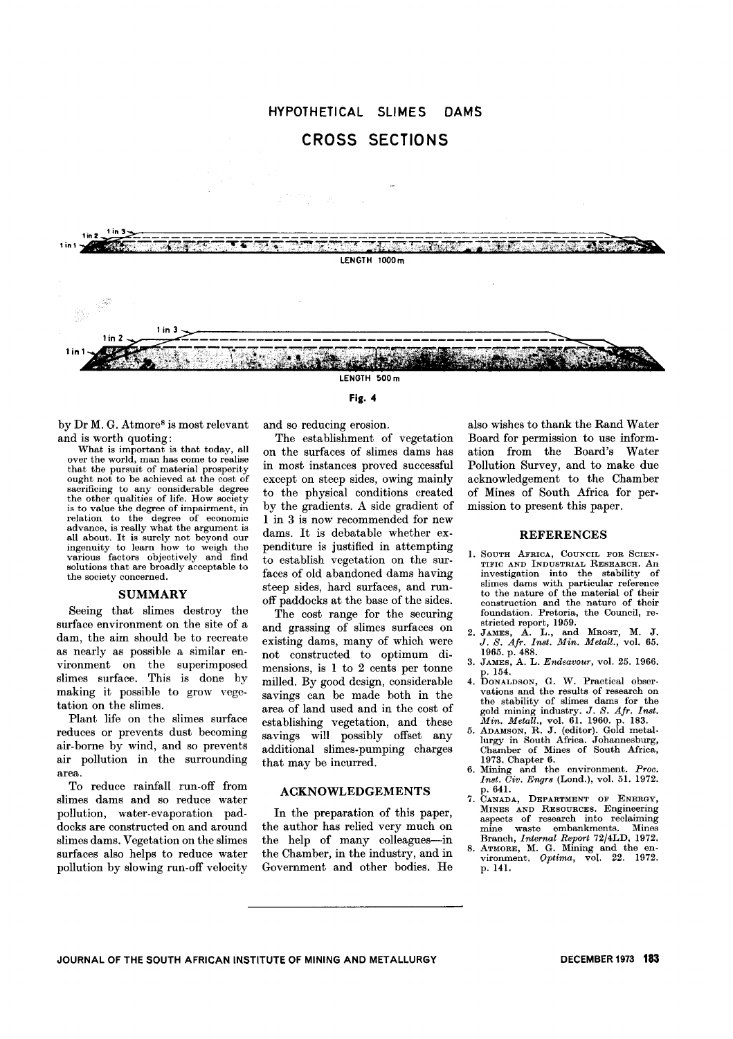HYPOTHETICAL SLIMES DAMS

CROSS SECTIONS

1 in 2
1 in 3
1 in 1
LENGTH 1000 m

1 in 3
1 in 2
1 in 1
LENGTH 500 m

Fig. 4

by Dr M. G. Atmore[8] is most relevant and is worth quoting:

> What is important is that today, all over the world, man has come to realise that the pursuit of material prosperity ought not to be achieved at the cost of sacrificing to any considerable degree the other qualities of life. How society is to value the degree of impairment, in relation to the degree of economic advance, is really what the argument is all about. It is surely not beyond our ingenuity to learn how to weigh the various factors objectively and find solutions that are broadly acceptable to the society concerned.

## SUMMARY

Seeing that slimes destroy the surface environment on the site of a dam, the aim should be to recreate as nearly as possible a similar environment on the superimposed slimes surface. This is done by making it possible to grow vegetation on the slimes.

Plant life on the slimes surface reduces or prevents dust becoming air-borne by wind, and so prevents air pollution in the surrounding area.

To reduce rainfall run-off from slimes dams and so reduce water pollution, water-evaporation paddocks are constructed on and around slimes dams. Vegetation on the slimes surfaces also helps to reduce water pollution by slowing run-off velocity and so reducing erosion.

The establishment of vegetation on the surfaces of slimes dams has in most instances proved successful except on steep sides, owing mainly to the physical conditions created by the gradients. A side gradient of 1 in 3 is now recommended for new dams. It is debatable whether expenditure is justified in attempting to establish vegetation on the surfaces of old abandoned dams having steep sides, hard surfaces, and run-off paddocks at the base of the sides.

The cost range for the securing and grassing of slimes surfaces on existing dams, many of which were not constructed to optimum dimensions, is 1 to 2 cents per tonne milled. By good design, considerable savings can be made both in the area of land used and in the cost of establishing vegetation, and these savings will possibly offset any additional slimes-pumping charges that may be incurred.

## ACKNOWLEDGEMENTS

In the preparation of this paper, the author has relied very much on the help of many colleagues—in the Chamber, in the industry, and in Government and other bodies. He also wishes to thank the Rand Water Board for permission to use information from the Board's Water Pollution Survey, and to make due acknowledgement to the Chamber of Mines of South Africa for permission to present this paper.

## REFERENCES

1. South Africa, Council for Scientific and Industrial Research. An investigation into the stability of slimes dams with particular reference to the nature of the material of their construction and the nature of their foundation. Pretoria, the Council, restricted report, 1959.
2. James, A. L., and Mrost, M. J. *J. S. Afr. Inst. Min. Metall.*, vol. 65. 1965. p. 488.
3. James, A. L. *Endeavour*, vol. 25. 1966. p. 154.
4. Donaldson, G. W. Practical observations and the results of research on the stability of slimes dams for the gold mining industry. *J. S. Afr. Inst. Min. Metall.*, vol. 61. 1960. p. 183.
5. Adamson, R. J. (editor). Gold metallurgy in South Africa. Johannesburg, Chamber of Mines of South Africa, 1973. Chapter 6.
6. Mining and the environment. *Proc. Inst. Civ. Engrs* (Lond.), vol. 51. 1972. p. 641.
7. Canada, Department of Energy, Mines and Resources. Engineering aspects of research into reclaiming mine waste embankments. Mines Branch, *Internal Report* 72/4LD, 1972.
8. Atmore, M. G. Mining and the environment. *Optima*, vol. 22. 1972. p. 141.